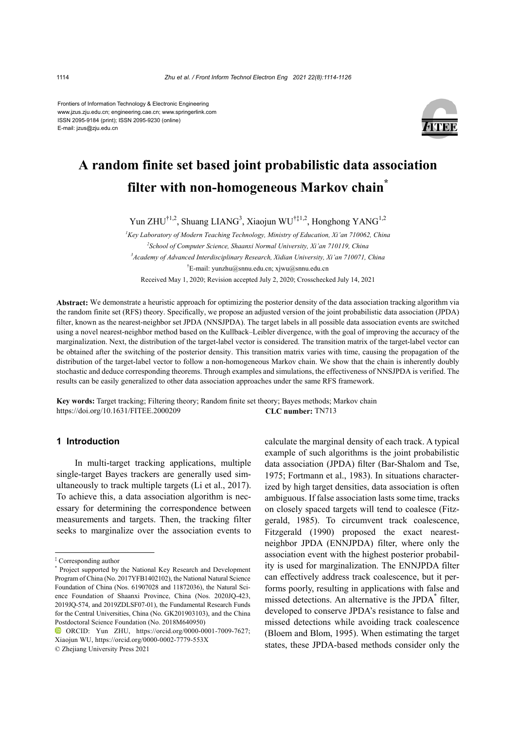Frontiers of Information Technology & Electronic Engineering
www.jzus.zju.edu.cn; engineering.cae.cn; www.springerlink.com
ISSN 2095-9184 (print); ISSN 2095-9230 (online)
E-mail: jzus@zju.edu.cn

# A random finite set based joint probabilistic data association filter with non-homogeneous Markov chain[*]

Yun ZHU[†1,2], Shuang LIANG[3], Xiaojun WU[†‡1,2], Honghong YANG[1,2]

[1]*Key Laboratory of Modern Teaching Technology, Ministry of Education, Xi'an 710062, China*
[2]*School of Computer Science, Shaanxi Normal University, Xi'an 710119, China*
[3]*Academy of Advanced Interdisciplinary Research, Xidian University, Xi'an 710071, China*
[†]E-mail: yunzhu@snnu.edu.cn; xjwu@snnu.edu.cn

Received May 1, 2020; Revision accepted July 2, 2020; Crosschecked July 14, 2021

**Abstract:** We demonstrate a heuristic approach for optimizing the posterior density of the data association tracking algorithm via the random finite set (RFS) theory. Specifically, we propose an adjusted version of the joint probabilistic data association (JPDA) filter, known as the nearest-neighbor set JPDA (NNSJPDA). The target labels in all possible data association events are switched using a novel nearest-neighbor method based on the Kullback–Leibler divergence, with the goal of improving the accuracy of the marginalization. Next, the distribution of the target-label vector is considered. The transition matrix of the target-label vector can be obtained after the switching of the posterior density. This transition matrix varies with time, causing the propagation of the distribution of the target-label vector to follow a non-homogeneous Markov chain. We show that the chain is inherently doubly stochastic and deduce corresponding theorems. Through examples and simulations, the effectiveness of NNSJPDA is verified. The results can be easily generalized to other data association approaches under the same RFS framework.

**Key words:** Target tracking; Filtering theory; Random finite set theory; Bayes methods; Markov chain
https://doi.org/10.1631/FITEE.2000209 **CLC number:** TN713

## 1 Introduction

In multi-target tracking applications, multiple single-target Bayes trackers are generally used simultaneously to track multiple targets (Li et al., 2017). To achieve this, a data association algorithm is necessary for determining the correspondence between measurements and targets. Then, the tracking filter seeks to marginalize over the association events to calculate the marginal density of each track. A typical example of such algorithms is the joint probabilistic data association (JPDA) filter (Bar-Shalom and Tse, 1975; Fortmann et al., 1983). In situations characterized by high target densities, data association is often ambiguous. If false association lasts some time, tracks on closely spaced targets will tend to coalesce (Fitzgerald, 1985). To circumvent track coalescence, Fitzgerald (1990) proposed the exact nearest-neighbor JPDA (ENNJPDA) filter, where only the association event with the highest posterior probability is used for marginalization. The ENNJPDA filter can effectively address track coalescence, but it performs poorly, resulting in applications with false and missed detections. An alternative is the JPDA* filter, developed to conserve JPDA's resistance to false and missed detections while avoiding track coalescence (Bloem and Blom, 1995). When estimating the target states, these JPDA-based methods consider only the

---

‡ Corresponding author

\* Project supported by the National Key Research and Development Program of China (No. 2017YFB1402102), the National Natural Science Foundation of China (Nos. 61907028 and 11872036), the Natural Science Foundation of Shaanxi Province, China (Nos. 2020JQ-423, 2019JQ-574, and 2019ZDLSF07-01), the Fundamental Research Funds for the Central Universities, China (No. GK201903103), and the China Postdoctoral Science Foundation (No. 2018M640950)

ORCID: Yun ZHU, https://orcid.org/0000-0001-7009-7627; Xiaojun WU, https://orcid.org/0000-0002-7779-553X

© Zhejiang University Press 2021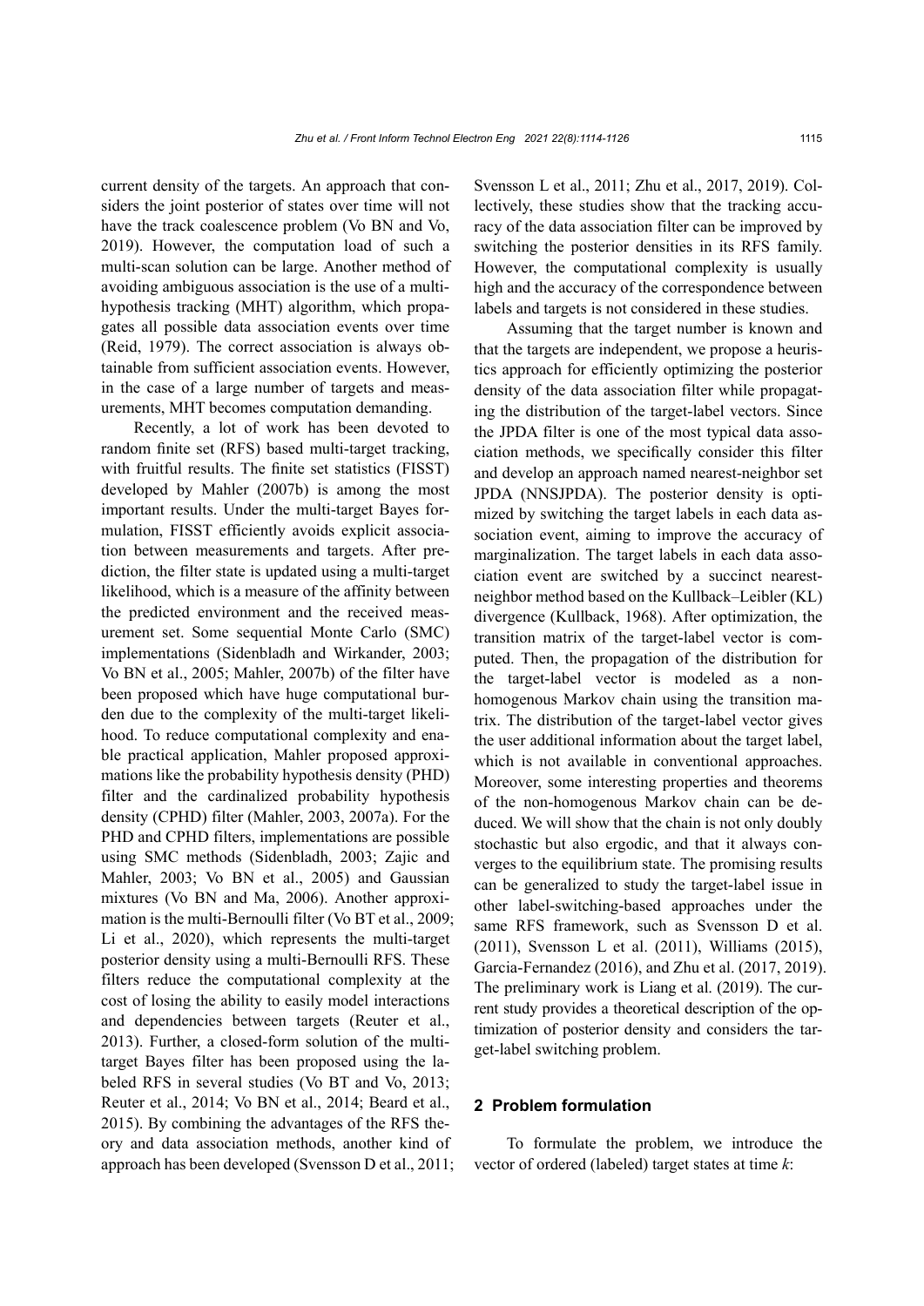current density of the targets. An approach that considers the joint posterior of states over time will not have the track coalescence problem (Vo BN and Vo, 2019). However, the computation load of such a multi-scan solution can be large. Another method of avoiding ambiguous association is the use of a multi-hypothesis tracking (MHT) algorithm, which propagates all possible data association events over time (Reid, 1979). The correct association is always obtainable from sufficient association events. However, in the case of a large number of targets and measurements, MHT becomes computation demanding.

Recently, a lot of work has been devoted to random finite set (RFS) based multi-target tracking, with fruitful results. The finite set statistics (FISST) developed by Mahler (2007b) is among the most important results. Under the multi-target Bayes formulation, FISST efficiently avoids explicit association between measurements and targets. After prediction, the filter state is updated using a multi-target likelihood, which is a measure of the affinity between the predicted environment and the received measurement set. Some sequential Monte Carlo (SMC) implementations (Sidenbladh and Wirkander, 2003; Vo BN et al., 2005; Mahler, 2007b) of the filter have been proposed which have huge computational burden due to the complexity of the multi-target likelihood. To reduce computational complexity and enable practical application, Mahler proposed approximations like the probability hypothesis density (PHD) filter and the cardinalized probability hypothesis density (CPHD) filter (Mahler, 2003, 2007a). For the PHD and CPHD filters, implementations are possible using SMC methods (Sidenbladh, 2003; Zajic and Mahler, 2003; Vo BN et al., 2005) and Gaussian mixtures (Vo BN and Ma, 2006). Another approximation is the multi-Bernoulli filter (Vo BT et al., 2009; Li et al., 2020), which represents the multi-target posterior density using a multi-Bernoulli RFS. These filters reduce the computational complexity at the cost of losing the ability to easily model interactions and dependencies between targets (Reuter et al., 2013). Further, a closed-form solution of the multi-target Bayes filter has been proposed using the labeled RFS in several studies (Vo BT and Vo, 2013; Reuter et al., 2014; Vo BN et al., 2014; Beard et al., 2015). By combining the advantages of the RFS theory and data association methods, another kind of approach has been developed (Svensson D et al., 2011; Svensson L et al., 2011; Zhu et al., 2017, 2019). Collectively, these studies show that the tracking accuracy of the data association filter can be improved by switching the posterior densities in its RFS family. However, the computational complexity is usually high and the accuracy of the correspondence between labels and targets is not considered in these studies.

Assuming that the target number is known and that the targets are independent, we propose a heuristic approach for efficiently optimizing the posterior density of the data association filter while propagating the distribution of the target-label vectors. Since the JPDA filter is one of the most typical data association methods, we specifically consider this filter and develop an approach named nearest-neighbor set JPDA (NNSJPDA). The posterior density is optimized by switching the target labels in each data association event, aiming to improve the accuracy of marginalization. The target labels in each data association event are switched by a succinct nearest-neighbor method based on the Kullback–Leibler (KL) divergence (Kullback, 1968). After optimization, the transition matrix of the target-label vector is computed. Then, the propagation of the distribution for the target-label vector is modeled as a non-homogenous Markov chain using the transition matrix. The distribution of the target-label vector gives the user additional information about the target label, which is not available in conventional approaches. Moreover, some interesting properties and theorems of the non-homogenous Markov chain can be deduced. We will show that the chain is not only doubly stochastic but also ergodic, and that it always converges to the equilibrium state. The promising results can be generalized to study the target-label issue in other label-switching-based approaches under the same RFS framework, such as Svensson D et al. (2011), Svensson L et al. (2011), Williams (2015), Garcia-Fernandez (2016), and Zhu et al. (2017, 2019). The preliminary work is Liang et al. (2019). The current study provides a theoretical description of the optimization of posterior density and considers the target-label switching problem.

## 2 Problem formulation

To formulate the problem, we introduce the vector of ordered (labeled) target states at time $k$: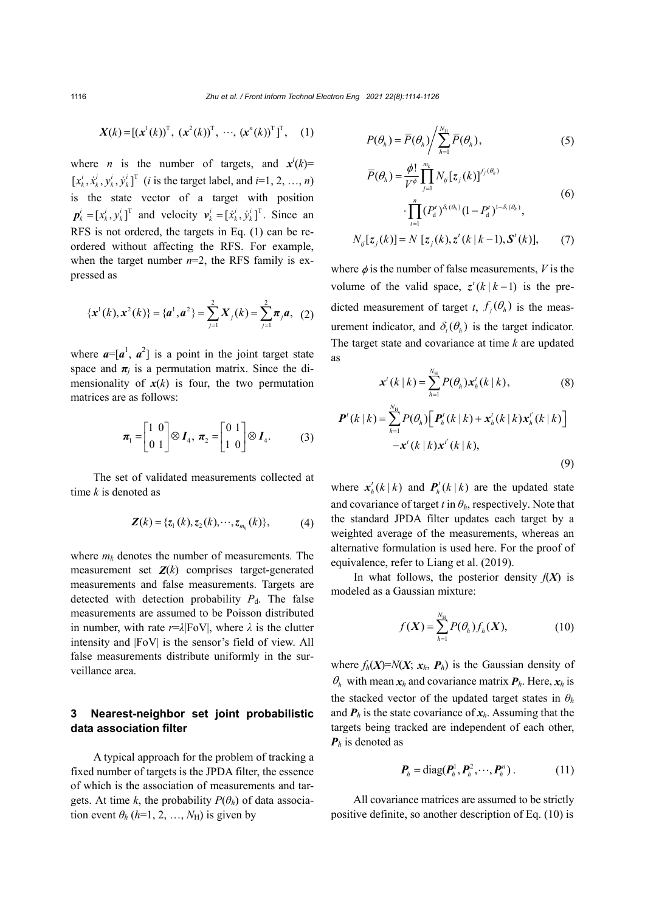$$\boldsymbol{X}(k)=[(\boldsymbol{x}^1(k))^{\mathrm{T}},\ (\boldsymbol{x}^2(k))^{\mathrm{T}},\ \cdots,\ (\boldsymbol{x}^n(k))^{\mathrm{T}}]^{\mathrm{T}}, \tag{1}$$

where $n$ is the number of targets, and $\boldsymbol{x}^i(k)=[x_k^i, \dot{x}_k^i, y_k^i, \dot{y}_k^i]^{\mathrm{T}}$ ($i$ is the target label, and $i$=1, 2, …, $n$) is the state vector of a target with position $\boldsymbol{p}_k^i=[x_k^i, y_k^i]^{\mathrm{T}}$ and velocity $\boldsymbol{v}_k^i=[\dot{x}_k^i, \dot{y}_k^i]^{\mathrm{T}}$. Since an RFS is not ordered, the targets in Eq. (1) can be reordered without affecting the RFS. For example, when the target number $n$=2, the RFS family is expressed as

$$\{\boldsymbol{x}^1(k), \boldsymbol{x}^2(k)\}=\{\boldsymbol{a}^1, \boldsymbol{a}^2\}=\sum_{j=1}^{2}\boldsymbol{X}_j(k)=\sum_{j=1}^{2}\boldsymbol{\pi}_j\boldsymbol{a}, \tag{2}$$

where $\boldsymbol{a}=[\boldsymbol{a}^1, \boldsymbol{a}^2]$ is a point in the joint target state space and $\boldsymbol{\pi}_j$ is a permutation matrix. Since the dimensionality of $\boldsymbol{x}(k)$ is four, the two permutation matrices are as follows:

$$\boldsymbol{\pi}_1=\begin{bmatrix}1 & 0\\ 0 & 1\end{bmatrix}\otimes \boldsymbol{I}_4,\ \boldsymbol{\pi}_2=\begin{bmatrix}0 & 1\\ 1 & 0\end{bmatrix}\otimes \boldsymbol{I}_4. \tag{3}$$

The set of validated measurements collected at time $k$ is denoted as

$$\boldsymbol{Z}(k)=\{\boldsymbol{z}_1(k), \boldsymbol{z}_2(k), \cdots, \boldsymbol{z}_{m_k}(k)\}, \tag{4}$$

where $m_k$ denotes the number of measurements. The measurement set $\boldsymbol{Z}(k)$ comprises target-generated measurements and false measurements. Targets are detected with detection probability $P_{\mathrm{d}}$. The false measurements are assumed to be Poisson distributed in number, with rate $r$=$\lambda$|FoV|, where $\lambda$ is the clutter intensity and |FoV| is the sensor's field of view. All false measurements distribute uniformly in the surveillance area.

## 3 Nearest-neighbor set joint probabilistic data association filter

A typical approach for the problem of tracking a fixed number of targets is the JPDA filter, the essence of which is the association of measurements and targets. At time $k$, the probability $P(\theta_h)$ of data association event $\theta_h$ ($h$=1, 2, …, $N_{\mathrm{H}}$) is given by

$$P(\theta_h)=\bar{P}(\theta_h)\Big/\sum_{h=1}^{N_{\mathrm{H}}}\bar{P}(\theta_h), \tag{5}$$

$$\bar{P}(\theta_h)=\frac{\phi!}{V^{\phi}}\prod_{j=1}^{m_k}N_{tj}[\boldsymbol{z}_j(k)]^{f_j(\theta_h)} \cdot\prod_{t=1}^{n}(P_{\mathrm{d}}^t)^{\delta_t(\theta_h)}(1-P_{\mathrm{d}}^t)^{1-\delta_t(\theta_h)}, \tag{6}$$

$$N_{tj}[\boldsymbol{z}_j(k)]=N\ [\boldsymbol{z}_j(k), \boldsymbol{z}^t(k\,|\,k-1), \boldsymbol{S}^t(k)], \tag{7}$$

where $\phi$ is the number of false measurements, $V$ is the volume of the valid space, $\boldsymbol{z}^t(k\,|\,k-1)$ is the predicted measurement of target $t$, $f_j(\theta_h)$ is the measurement indicator, and $\delta_t(\theta_h)$ is the target indicator. The target state and covariance at time $k$ are updated as

$$\boldsymbol{x}^t(k\,|\,k)=\sum_{h=1}^{N_{\mathrm{H}}}P(\theta_h)\boldsymbol{x}_h^t(k\,|\,k), \tag{8}$$

$$\begin{aligned}\boldsymbol{P}^t(k\,|\,k)=&\sum_{h=1}^{N_{\mathrm{H}}}P(\theta_h)\Big[\boldsymbol{P}_h^t(k\,|\,k)+\boldsymbol{x}_h^t(k\,|\,k)\boldsymbol{x}_h^{t'}(k\,|\,k)\Big]\\ &-\boldsymbol{x}^t(k\,|\,k)\boldsymbol{x}^{t'}(k\,|\,k),\end{aligned} \tag{9}$$

where $\boldsymbol{x}_h^t(k\,|\,k)$ and $\boldsymbol{P}_h^t(k\,|\,k)$ are the updated state and covariance of target $t$ in $\theta_h$, respectively. Note that the standard JPDA filter updates each target by a weighted average of the measurements, whereas an alternative formulation is used here. For the proof of equivalence, refer to Liang et al. (2019).

In what follows, the posterior density $f(\boldsymbol{X})$ is modeled as a Gaussian mixture:

$$f(\boldsymbol{X})=\sum_{h=1}^{N_{\mathrm{H}}}P(\theta_h)f_h(\boldsymbol{X}), \tag{10}$$

where $f_h(\boldsymbol{X})$=$N(\boldsymbol{X};\ \boldsymbol{x}_h,\ \boldsymbol{P}_h)$ is the Gaussian density of $\theta_h$ with mean $\boldsymbol{x}_h$ and covariance matrix $\boldsymbol{P}_h$. Here, $\boldsymbol{x}_h$ is the stacked vector of the updated target states in $\theta_h$ and $\boldsymbol{P}_h$ is the state covariance of $\boldsymbol{x}_h$. Assuming that the targets being tracked are independent of each other, $\boldsymbol{P}_h$ is denoted as

$$\boldsymbol{P}_h=\mathrm{diag}(\boldsymbol{P}_h^1, \boldsymbol{P}_h^2, \cdots, \boldsymbol{P}_h^n)\,. \tag{11}$$

All covariance matrices are assumed to be strictly positive definite, so another description of Eq. (10) is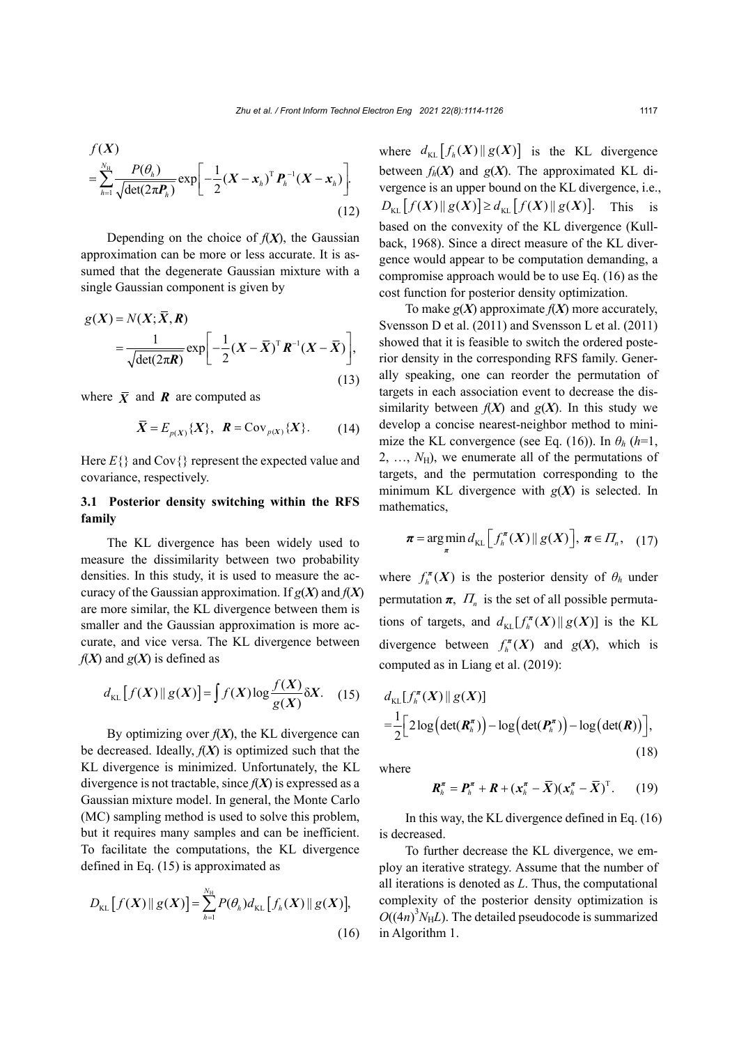$$
\begin{aligned}
& f(\boldsymbol{X}) \\
& =\sum_{h=1}^{N_{\mathrm{H}}} \frac{P(\theta_h)}{\sqrt{\det(2\pi \boldsymbol{P}_h)}} \exp\left[-\frac{1}{2}(\boldsymbol{X}-\boldsymbol{x}_h)^{\mathrm{T}} \boldsymbol{P}_h^{-1}(\boldsymbol{X}-\boldsymbol{x}_h)\right].
\end{aligned} \tag{12}
$$

Depending on the choice of $f(\boldsymbol{X})$, the Gaussian approximation can be more or less accurate. It is assumed that the degenerate Gaussian mixture with a single Gaussian component is given by

$$
\begin{aligned}
g(\boldsymbol{X}) &= N(\boldsymbol{X}; \overline{\boldsymbol{X}}, \boldsymbol{R}) \\
&= \frac{1}{\sqrt{\det(2\pi \boldsymbol{R})}} \exp\left[-\frac{1}{2}(\boldsymbol{X}-\overline{\boldsymbol{X}})^{\mathrm{T}} \boldsymbol{R}^{-1}(\boldsymbol{X}-\overline{\boldsymbol{X}})\right],
\end{aligned} \tag{13}
$$

where $\overline{\boldsymbol{X}}$ and $\boldsymbol{R}$ are computed as

$$
\overline{\boldsymbol{X}} = E_{p(\boldsymbol{X})}\{\boldsymbol{X}\}, \quad \boldsymbol{R} = \mathrm{Cov}_{p(\boldsymbol{X})}\{\boldsymbol{X}\}. \tag{14}
$$

Here $E\{\}$ and $\mathrm{Cov}\{\}$ represent the expected value and covariance, respectively.

### 3.1 Posterior density switching within the RFS family

The KL divergence has been widely used to measure the dissimilarity between two probability densities. In this study, it is used to measure the accuracy of the Gaussian approximation. If $g(\boldsymbol{X})$ and $f(\boldsymbol{X})$ are more similar, the KL divergence between them is smaller and the Gaussian approximation is more accurate, and vice versa. The KL divergence between $f(\boldsymbol{X})$ and $g(\boldsymbol{X})$ is defined as

$$
d_{\mathrm{KL}}\left[f(\boldsymbol{X}) \,\|\, g(\boldsymbol{X})\right] = \int f(\boldsymbol{X}) \log \frac{f(\boldsymbol{X})}{g(\boldsymbol{X})} \delta \boldsymbol{X}. \tag{15}
$$

By optimizing over $f(\boldsymbol{X})$, the KL divergence can be decreased. Ideally, $f(\boldsymbol{X})$ is optimized such that the KL divergence is minimized. Unfortunately, the KL divergence is not tractable, since $f(\boldsymbol{X})$ is expressed as a Gaussian mixture model. In general, the Monte Carlo (MC) sampling method is used to solve this problem, but it requires many samples and can be inefficient. To facilitate the computations, the KL divergence defined in Eq. (15) is approximated as

$$
D_{\mathrm{KL}}\left[f(\boldsymbol{X}) \,\|\, g(\boldsymbol{X})\right] = \sum_{h=1}^{N_{\mathrm{H}}} P(\theta_h) d_{\mathrm{KL}}\left[f_h(\boldsymbol{X}) \,\|\, g(\boldsymbol{X})\right], \tag{16}
$$

where $d_{\mathrm{KL}}\left[f_h(\boldsymbol{X}) \,\|\, g(\boldsymbol{X})\right]$ is the KL divergence between $f_h(\boldsymbol{X})$ and $g(\boldsymbol{X})$. The approximated KL divergence is an upper bound on the KL divergence, i.e., $D_{\mathrm{KL}}\left[f(\boldsymbol{X}) \,\|\, g(\boldsymbol{X})\right] \geq d_{\mathrm{KL}}\left[f(\boldsymbol{X}) \,\|\, g(\boldsymbol{X})\right]$. This is based on the convexity of the KL divergence (Kullback, 1968). Since a direct measure of the KL divergence would appear to be computation demanding, a compromise approach would be to use Eq. (16) as the cost function for posterior density optimization.

To make $g(\boldsymbol{X})$ approximate $f(\boldsymbol{X})$ more accurately, Svensson D et al. (2011) and Svensson L et al. (2011) showed that it is feasible to switch the ordered posterior density in the corresponding RFS family. Generally speaking, one can reorder the permutation of targets in each association event to decrease the dissimilarity between $f(\boldsymbol{X})$ and $g(\boldsymbol{X})$. In this study we develop a concise nearest-neighbor method to minimize the KL convergence (see Eq. (16)). In $\theta_h$ ($h$=1, 2, …, $N_{\mathrm{H}}$), we enumerate all of the permutations of targets, and the permutation corresponding to the minimum KL divergence with $g(\boldsymbol{X})$ is selected. In mathematics,

$$
\boldsymbol{\pi} = \arg\min_{\boldsymbol{\pi}} d_{\mathrm{KL}}\left[f_h^{\boldsymbol{\pi}}(\boldsymbol{X}) \,\|\, g(\boldsymbol{X})\right], \ \boldsymbol{\pi} \in \Pi_n, \tag{17}
$$

where $f_h^{\boldsymbol{\pi}}(\boldsymbol{X})$ is the posterior density of $\theta_h$ under permutation $\boldsymbol{\pi}$, $\Pi_n$ is the set of all possible permutations of targets, and $d_{\mathrm{KL}}[f_h^{\boldsymbol{\pi}}(\boldsymbol{X}) \,\|\, g(\boldsymbol{X})]$ is the KL divergence between $f_h^{\boldsymbol{\pi}}(\boldsymbol{X})$ and $g(\boldsymbol{X})$, which is computed as in Liang et al. (2019):

$$
\begin{aligned}
& d_{\mathrm{KL}}[f_h^{\boldsymbol{\pi}}(\boldsymbol{X}) \,\|\, g(\boldsymbol{X})] \\
& =\frac{1}{2}\left[2\log\left(\det(\boldsymbol{R}_h^{\boldsymbol{\pi}})\right) - \log\left(\det(\boldsymbol{P}_h^{\boldsymbol{\pi}})\right) - \log\left(\det(\boldsymbol{R})\right)\right],
\end{aligned} \tag{18}
$$

where

$$
\boldsymbol{R}_h^{\boldsymbol{\pi}} = \boldsymbol{P}_h^{\boldsymbol{\pi}} + \boldsymbol{R} + (\boldsymbol{x}_h^{\boldsymbol{\pi}} - \overline{\boldsymbol{X}})(\boldsymbol{x}_h^{\boldsymbol{\pi}} - \overline{\boldsymbol{X}})^{\mathrm{T}}. \tag{19}
$$

In this way, the KL divergence defined in Eq. (16) is decreased.

To further decrease the KL divergence, we employ an iterative strategy. Assume that the number of all iterations is denoted as $L$. Thus, the computational complexity of the posterior density optimization is $O((4n)^3 N_{\mathrm{H}} L)$. The detailed pseudocode is summarized in Algorithm 1.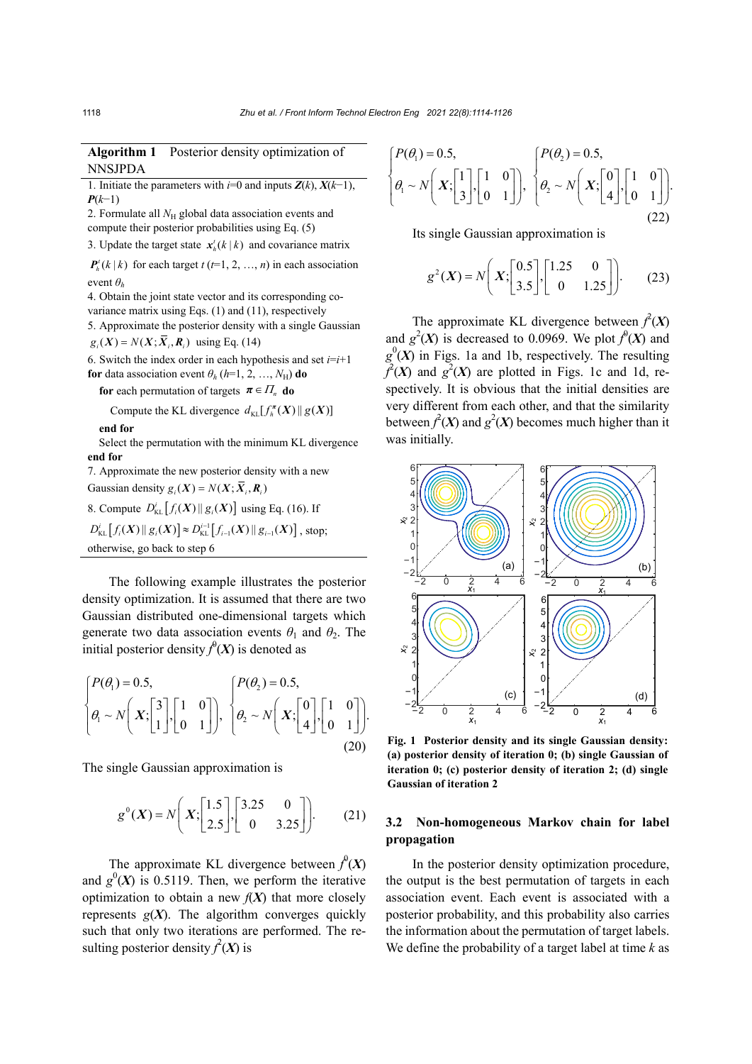**Algorithm 1** Posterior density optimization of NNSJPDA

1. Initiate the parameters with $i$=0 and inputs $\boldsymbol{Z}(k)$, $\boldsymbol{X}(k-1)$, $\boldsymbol{P}(k-1)$
2. Formulate all $N_{\mathrm{H}}$ global data association events and compute their posterior probabilities using Eq. (5)
3. Update the target state $\boldsymbol{x}_h^t(k\,|\,k)$ and covariance matrix $\boldsymbol{P}_h^t(k\,|\,k)$ for each target $t$ ($t$=1, 2, …, $n$) in each association event $\theta_h$
4. Obtain the joint state vector and its corresponding covariance matrix using Eqs. (1) and (11), respectively
5. Approximate the posterior density with a single Gaussian $g_i(\boldsymbol{X}) = N(\boldsymbol{X}; \bar{\boldsymbol{X}}_i, \boldsymbol{R}_i)$ using Eq. (14)
6. Switch the index order in each hypothesis and set $i$=$i$+1

**for** data association event $\theta_h$ ($h$=1, 2, …, $N_{\mathrm{H}}$) **do**

  **for** each permutation of targets $\boldsymbol{\pi} \in \Pi_n$ **do**

    Compute the KL divergence $d_{\mathrm{KL}}[f_h^{\boldsymbol{\pi}}(\boldsymbol{X}) \,\|\, g(\boldsymbol{X})]$

  **end for**

  Select the permutation with the minimum KL divergence

**end for**

7. Approximate the new posterior density with a new Gaussian density $g_i(\boldsymbol{X}) = N(\boldsymbol{X}; \bar{\boldsymbol{X}}_i, \boldsymbol{R}_i)$
8. Compute $D_{\mathrm{KL}}^i\left[f_i(\boldsymbol{X}) \,\|\, g_i(\boldsymbol{X})\right]$ using Eq. (16). If $D_{\mathrm{KL}}^i\left[f_i(\boldsymbol{X}) \,\|\, g_i(\boldsymbol{X})\right] \approx D_{\mathrm{KL}}^{i-1}\left[f_{i-1}(\boldsymbol{X}) \,\|\, g_{i-1}(\boldsymbol{X})\right]$, stop; otherwise, go back to step 6

The following example illustrates the posterior density optimization. It is assumed that there are two Gaussian distributed one-dimensional targets which generate two data association events $\theta_1$ and $\theta_2$. The initial posterior density $f^0(\boldsymbol{X})$ is denoted as

$$\begin{cases} P(\theta_1) = 0.5, \\ \theta_1 \sim N\left(\boldsymbol{X}; \begin{bmatrix} 3 \\ 1 \end{bmatrix}, \begin{bmatrix} 1 & 0 \\ 0 & 1 \end{bmatrix}\right), \end{cases} \quad \begin{cases} P(\theta_2) = 0.5, \\ \theta_2 \sim N\left(\boldsymbol{X}; \begin{bmatrix} 0 \\ 4 \end{bmatrix}, \begin{bmatrix} 1 & 0 \\ 0 & 1 \end{bmatrix}\right). \end{cases} \tag{20}$$

The single Gaussian approximation is

$$g^0(\boldsymbol{X}) = N\left(\boldsymbol{X}; \begin{bmatrix} 1.5 \\ 2.5 \end{bmatrix}, \begin{bmatrix} 3.25 & 0 \\ 0 & 3.25 \end{bmatrix}\right). \tag{21}$$

The approximate KL divergence between $f^0(\boldsymbol{X})$ and $g^0(\boldsymbol{X})$ is 0.5119. Then, we perform the iterative optimization to obtain a new $f(\boldsymbol{X})$ that more closely represents $g(\boldsymbol{X})$. The algorithm converges quickly such that only two iterations are performed. The resulting posterior density $f^2(\boldsymbol{X})$ is

$$\begin{cases} P(\theta_1) = 0.5, \\ \theta_1 \sim N\left(\boldsymbol{X}; \begin{bmatrix} 1 \\ 3 \end{bmatrix}, \begin{bmatrix} 1 & 0 \\ 0 & 1 \end{bmatrix}\right), \end{cases} \quad \begin{cases} P(\theta_2) = 0.5, \\ \theta_2 \sim N\left(\boldsymbol{X}; \begin{bmatrix} 0 \\ 4 \end{bmatrix}, \begin{bmatrix} 1 & 0 \\ 0 & 1 \end{bmatrix}\right). \end{cases} \tag{22}$$

Its single Gaussian approximation is

$$g^2(\boldsymbol{X}) = N\left(\boldsymbol{X}; \begin{bmatrix} 0.5 \\ 3.5 \end{bmatrix}, \begin{bmatrix} 1.25 & 0 \\ 0 & 1.25 \end{bmatrix}\right). \tag{23}$$

The approximate KL divergence between $f^2(\boldsymbol{X})$ and $g^2(\boldsymbol{X})$ is decreased to 0.0969. We plot $f^0(\boldsymbol{X})$ and $g^0(\boldsymbol{X})$ in Figs. 1a and 1b, respectively. The resulting $f^2(\boldsymbol{X})$ and $g^2(\boldsymbol{X})$ are plotted in Figs. 1c and 1d, respectively. It is obvious that the initial densities are very different from each other, and that the similarity between $f^2(\boldsymbol{X})$ and $g^2(\boldsymbol{X})$ becomes much higher than it was initially.

**Fig. 1 Posterior density and its single Gaussian density: (a) posterior density of iteration 0; (b) single Gaussian of iteration 0; (c) posterior density of iteration 2; (d) single Gaussian of iteration 2**

### 3.2 Non-homogeneous Markov chain for label propagation

In the posterior density optimization procedure, the output is the best permutation of targets in each association event. Each event is associated with a posterior probability, and this probability also carries the information about the permutation of target labels. We define the probability of a target label at time $k$ as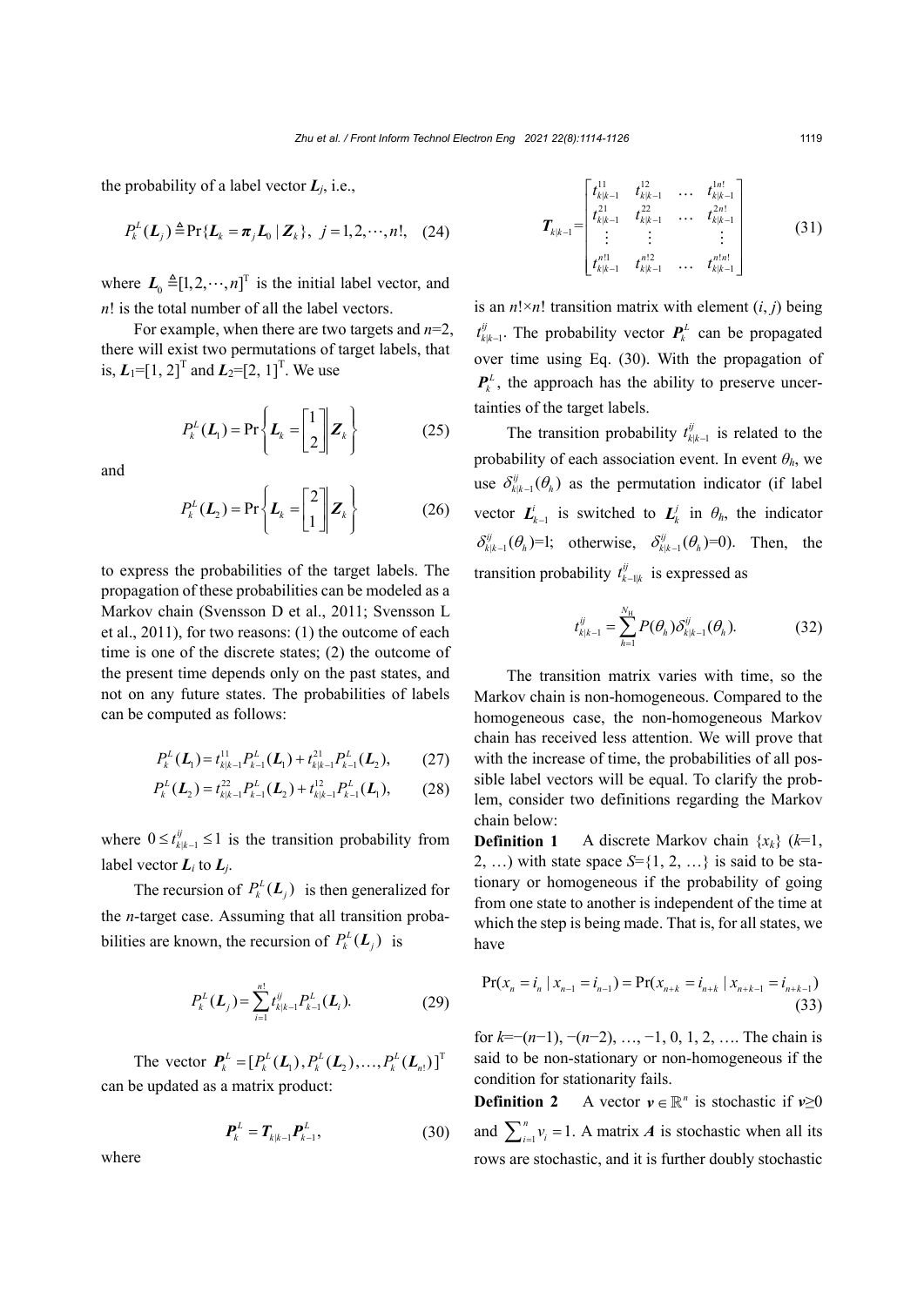the probability of a label vector $\boldsymbol{L}_j$, i.e.,

$$P_k^L(\boldsymbol{L}_j) \triangleq \Pr\{\boldsymbol{L}_k = \boldsymbol{\pi}_j \boldsymbol{L}_0 \mid \boldsymbol{Z}_k\},\ j=1,2,\cdots,n!, \quad (24)$$

where $\boldsymbol{L}_0 \triangleq [1,2,\cdots,n]^{\mathrm{T}}$ is the initial label vector, and $n!$ is the total number of all the label vectors.

For example, when there are two targets and $n$=2, there will exist two permutations of target labels, that is, $\boldsymbol{L}_1$=[1, 2]$^{\mathrm{T}}$ and $\boldsymbol{L}_2$=[2, 1]$^{\mathrm{T}}$. We use

$$P_k^L(\boldsymbol{L}_1) = \Pr\left\{\boldsymbol{L}_k = \begin{bmatrix}1\\2\end{bmatrix} \middle| \boldsymbol{Z}_k\right\} \quad (25)$$

and

$$P_k^L(\boldsymbol{L}_2) = \Pr\left\{\boldsymbol{L}_k = \begin{bmatrix}2\\1\end{bmatrix} \middle| \boldsymbol{Z}_k\right\} \quad (26)$$

to express the probabilities of the target labels. The propagation of these probabilities can be modeled as a Markov chain (Svensson D et al., 2011; Svensson L et al., 2011), for two reasons: (1) the outcome of each time is one of the discrete states; (2) the outcome of the present time depends only on the past states, and not on any future states. The probabilities of labels can be computed as follows:

$$P_k^L(\boldsymbol{L}_1) = t_{k|k-1}^{11} P_{k-1}^L(\boldsymbol{L}_1) + t_{k|k-1}^{21} P_{k-1}^L(\boldsymbol{L}_2), \quad (27)$$

$$P_k^L(\boldsymbol{L}_2) = t_{k|k-1}^{22} P_{k-1}^L(\boldsymbol{L}_2) + t_{k|k-1}^{12} P_{k-1}^L(\boldsymbol{L}_1), \quad (28)$$

where $0 \le t_{k|k-1}^{ij} \le 1$ is the transition probability from label vector $\boldsymbol{L}_i$ to $\boldsymbol{L}_j$.

The recursion of $P_k^L(\boldsymbol{L}_j)$ is then generalized for the $n$-target case. Assuming that all transition probabilities are known, the recursion of $P_k^L(\boldsymbol{L}_j)$ is

$$P_k^L(\boldsymbol{L}_j) = \sum_{i=1}^{n!} t_{k|k-1}^{ij} P_{k-1}^L(\boldsymbol{L}_i). \quad (29)$$

The vector $\boldsymbol{P}_k^L = [P_k^L(\boldsymbol{L}_1), P_k^L(\boldsymbol{L}_2), \ldots, P_k^L(\boldsymbol{L}_{n!})]^{\mathrm{T}}$ can be updated as a matrix product:

$$\boldsymbol{P}_k^L = \boldsymbol{T}_{k|k-1} \boldsymbol{P}_{k-1}^L, \quad (30)$$

where

$$\boldsymbol{T}_{k|k-1} = \begin{bmatrix} t_{k|k-1}^{11} & t_{k|k-1}^{12} & \cdots & t_{k|k-1}^{1n!} \\ t_{k|k-1}^{21} & t_{k|k-1}^{22} & \cdots & t_{k|k-1}^{2n!} \\ \vdots & \vdots & & \vdots \\ t_{k|k-1}^{n!1} & t_{k|k-1}^{n!2} & \cdots & t_{k|k-1}^{n!n!} \end{bmatrix} \quad (31)$$

is an $n!\times n!$ transition matrix with element $(i, j)$ being $t_{k|k-1}^{ij}$. The probability vector $\boldsymbol{P}_k^L$ can be propagated over time using Eq. (30). With the propagation of $\boldsymbol{P}_k^L$, the approach has the ability to preserve uncertainties of the target labels.

The transition probability $t_{k|k-1}^{ij}$ is related to the probability of each association event. In event $\theta_h$, we use $\delta_{k|k-1}^{ij}(\theta_h)$ as the permutation indicator (if label vector $\boldsymbol{L}_{k-1}^i$ is switched to $\boldsymbol{L}_k^j$ in $\theta_h$, the indicator $\delta_{k|k-1}^{ij}(\theta_h)$=1; otherwise, $\delta_{k|k-1}^{ij}(\theta_h)$=0). Then, the transition probability $t_{k-1|k}^{ij}$ is expressed as

$$t_{k|k-1}^{ij} = \sum_{h=1}^{N_{\mathrm{H}}} P(\theta_h) \delta_{k|k-1}^{ij}(\theta_h). \quad (32)$$

The transition matrix varies with time, so the Markov chain is non-homogeneous. Compared to the homogeneous case, the non-homogeneous Markov chain has received less attention. We will prove that with the increase of time, the probabilities of all possible label vectors will be equal. To clarify the problem, consider two definitions regarding the Markov chain below:

**Definition 1** A discrete Markov chain $\{x_k\}$ ($k$=1, 2, …) with state space $S$={1, 2, …} is said to be stationary or homogeneous if the probability of going from one state to another is independent of the time at which the step is being made. That is, for all states, we have

$$\Pr(x_n = i_n \mid x_{n-1} = i_{n-1}) = \Pr(x_{n+k} = i_{n+k} \mid x_{n+k-1} = i_{n+k-1}) \quad (33)$$

for $k$=−($n$−1), −($n$−2), …, −1, 0, 1, 2, …. The chain is said to be non-stationary or non-homogeneous if the condition for stationarity fails.

**Definition 2** A vector $\boldsymbol{v} \in \mathbb{R}^n$ is stochastic if $\boldsymbol{v}$≥0 and $\sum_{i=1}^{n} v_i = 1$. A matrix $\boldsymbol{A}$ is stochastic when all its rows are stochastic, and it is further doubly stochastic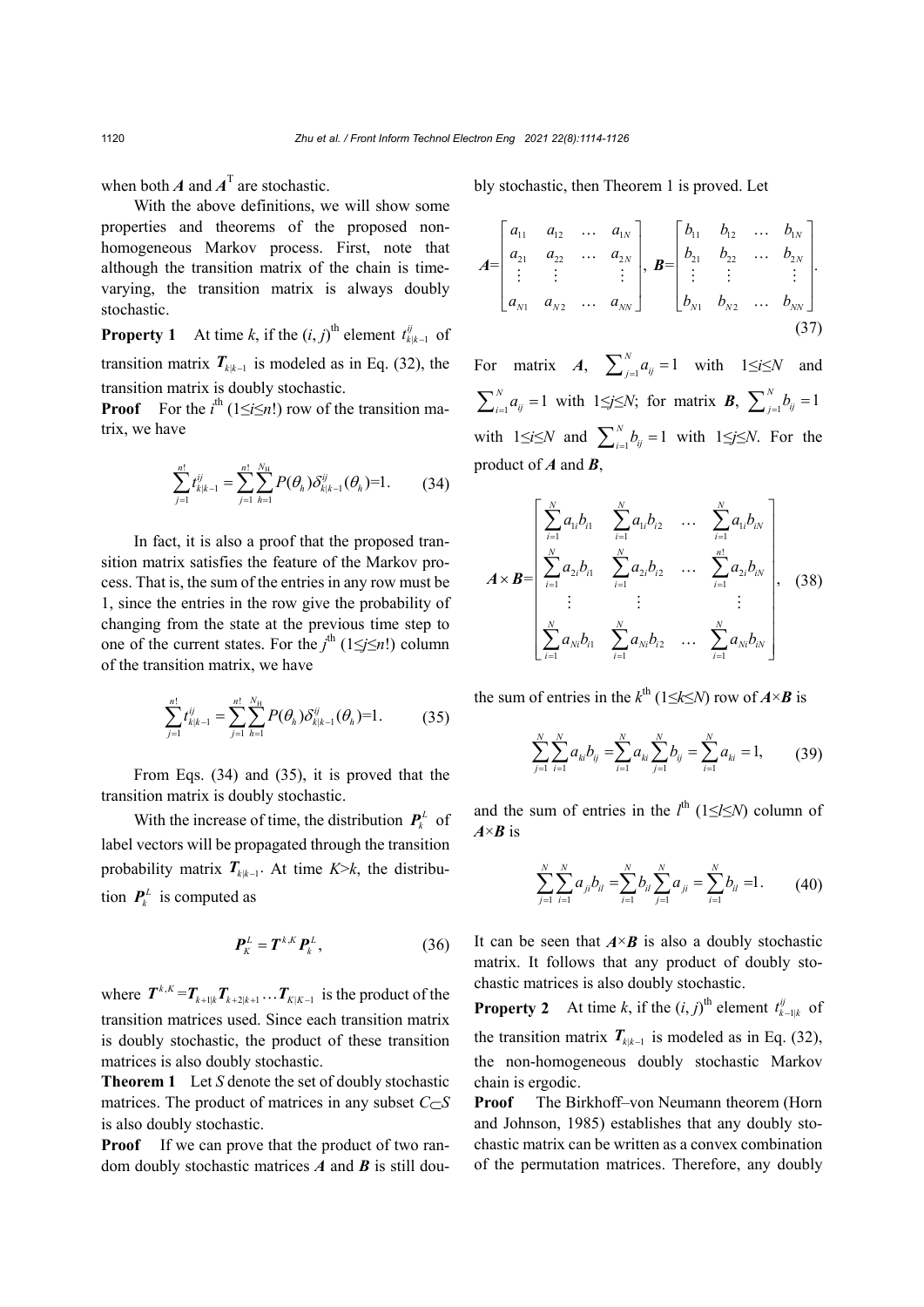when both $\boldsymbol{A}$ and $\boldsymbol{A}^{\mathrm{T}}$ are stochastic.

With the above definitions, we will show some properties and theorems of the proposed non-homogeneous Markov process. First, note that although the transition matrix of the chain is time-varying, the transition matrix is always doubly stochastic.

**Property 1** At time $k$, if the $(i, j)^{\text{th}}$ element $t_{k|k-1}^{ij}$ of transition matrix $\boldsymbol{T}_{k|k-1}$ is modeled as in Eq. (32), the transition matrix is doubly stochastic.

**Proof** For the $i^{\text{th}}$ ($1\le i\le n!$) row of the transition matrix, we have

$$\sum_{j=1}^{n!} t_{k|k-1}^{ij} = \sum_{j=1}^{n!}\sum_{h=1}^{N_{\mathrm{H}}} P(\theta_h)\delta_{k|k-1}^{ij}(\theta_h)=1. \tag{34}$$

In fact, it is also a proof that the proposed transition matrix satisfies the feature of the Markov process. That is, the sum of the entries in any row must be 1, since the entries in the row give the probability of changing from the state at the previous time step to one of the current states. For the $j^{\text{th}}$ ($1\le j\le n!$) column of the transition matrix, we have

$$\sum_{j=1}^{n!} t_{k|k-1}^{ij} = \sum_{j=1}^{n!}\sum_{h=1}^{N_{\mathrm{H}}} P(\theta_h)\delta_{k|k-1}^{ij}(\theta_h)=1. \tag{35}$$

From Eqs. (34) and (35), it is proved that the transition matrix is doubly stochastic.

With the increase of time, the distribution $\boldsymbol{P}_k^L$ of label vectors will be propagated through the transition probability matrix $\boldsymbol{T}_{k|k-1}$. At time $K>k$, the distribution $\boldsymbol{P}_k^L$ is computed as

$$\boldsymbol{P}_K^L = \boldsymbol{T}^{k,K}\boldsymbol{P}_k^L, \tag{36}$$

where $\boldsymbol{T}^{k,K}=\boldsymbol{T}_{k+1|k}\boldsymbol{T}_{k+2|k+1}\ldots\boldsymbol{T}_{K|K-1}$ is the product of the transition matrices used. Since each transition matrix is doubly stochastic, the product of these transition matrices is also doubly stochastic.

**Theorem 1** Let $S$ denote the set of doubly stochastic matrices. The product of matrices in any subset $C\subset S$ is also doubly stochastic.

**Proof** If we can prove that the product of two random doubly stochastic matrices $\boldsymbol{A}$ and $\boldsymbol{B}$ is still doubly stochastic, then Theorem 1 is proved. Let

$$\boldsymbol{A}=\begin{bmatrix} a_{11} & a_{12} & \ldots & a_{1N} \\ a_{21} & a_{22} & \ldots & a_{2N} \\ \vdots & \vdots & & \vdots \\ a_{N1} & a_{N2} & \ldots & a_{NN} \end{bmatrix},\ \boldsymbol{B}=\begin{bmatrix} b_{11} & b_{12} & \ldots & b_{1N} \\ b_{21} & b_{22} & \ldots & b_{2N} \\ \vdots & \vdots & & \vdots \\ b_{N1} & b_{N2} & \ldots & b_{NN} \end{bmatrix}. \tag{37}$$

For matrix $\boldsymbol{A}$, $\sum_{j=1}^{N} a_{ij}=1$ with $1\le i\le N$ and $\sum_{i=1}^{N} a_{ij}=1$ with $1\le j\le N$; for matrix $\boldsymbol{B}$, $\sum_{j=1}^{N} b_{ij}=1$ with $1\le i\le N$ and $\sum_{i=1}^{N} b_{ij}=1$ with $1\le j\le N$. For the product of $\boldsymbol{A}$ and $\boldsymbol{B}$,

$$\boldsymbol{A}\times\boldsymbol{B}=\begin{bmatrix} \sum_{i=1}^{N} a_{1i}b_{i1} & \sum_{i=1}^{N} a_{1i}b_{i2} & \ldots & \sum_{i=1}^{N} a_{1i}b_{iN} \\ \sum_{i=1}^{N} a_{2i}b_{i1} & \sum_{i=1}^{N} a_{2i}b_{i2} & \ldots & \sum_{i=1}^{n!} a_{2i}b_{iN} \\ \vdots & \vdots & & \vdots \\ \sum_{i=1}^{N} a_{Ni}b_{i1} & \sum_{i=1}^{N} a_{Ni}b_{i2} & \ldots & \sum_{i=1}^{N} a_{Ni}b_{iN} \end{bmatrix}, \tag{38}$$

the sum of entries in the $k^{\text{th}}$ ($1\le k\le N$) row of $\boldsymbol{A}\times\boldsymbol{B}$ is

$$\sum_{j=1}^{N}\sum_{i=1}^{N} a_{ki}b_{ij} = \sum_{i=1}^{N} a_{ki}\sum_{j=1}^{N} b_{ij} = \sum_{i=1}^{N} a_{ki} = 1, \tag{39}$$

and the sum of entries in the $l^{\text{th}}$ ($1\le l\le N$) column of $\boldsymbol{A}\times\boldsymbol{B}$ is

$$\sum_{j=1}^{N}\sum_{i=1}^{N} a_{ji}b_{il} = \sum_{i=1}^{N} b_{il}\sum_{j=1}^{N} a_{ji} = \sum_{i=1}^{N} b_{il} = 1. \tag{40}$$

It can be seen that $\boldsymbol{A}\times\boldsymbol{B}$ is also a doubly stochastic matrix. It follows that any product of doubly stochastic matrices is also doubly stochastic.

**Property 2** At time $k$, if the $(i, j)^{\text{th}}$ element $t_{k-1|k}^{ij}$ of the transition matrix $\boldsymbol{T}_{k|k-1}$ is modeled as in Eq. (32), the non-homogeneous doubly stochastic Markov chain is ergodic.

**Proof** The Birkhoff–von Neumann theorem (Horn and Johnson, 1985) establishes that any doubly stochastic matrix can be written as a convex combination of the permutation matrices. Therefore, any doubly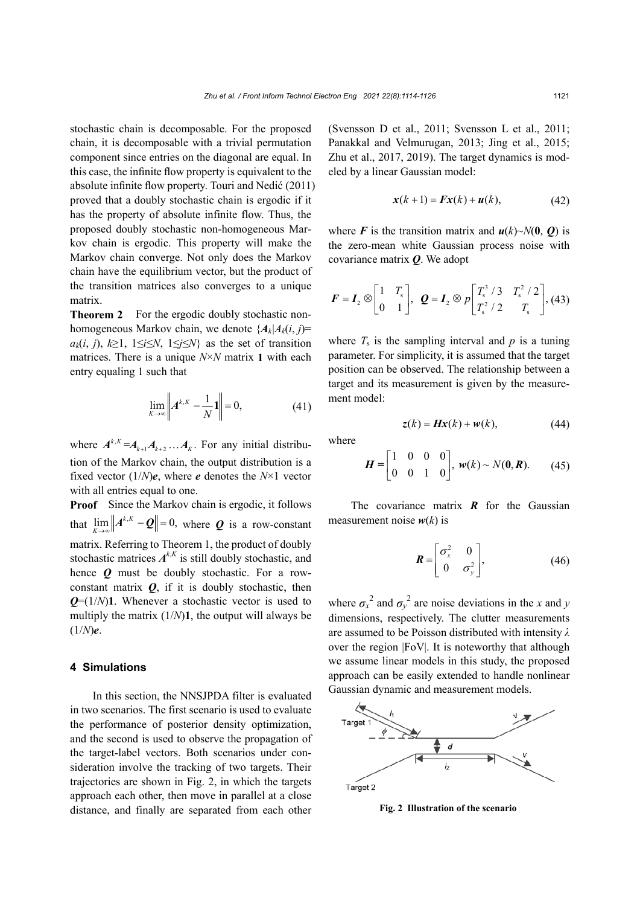stochastic chain is decomposable. For the proposed chain, it is decomposable with a trivial permutation component since entries on the diagonal are equal. In this case, the infinite flow property is equivalent to the absolute infinite flow property. Touri and Nedić (2011) proved that a doubly stochastic chain is ergodic if it has the property of absolute infinite flow. Thus, the proposed doubly stochastic non-homogeneous Markov chain is ergodic. This property will make the Markov chain converge. Not only does the Markov chain have the equilibrium vector, but the product of the transition matrices also converges to a unique matrix.

**Theorem 2** For the ergodic doubly stochastic non-homogeneous Markov chain, we denote $\{\boldsymbol{A}_k|A_k(i, j)=a_k(i, j), k\geq 1, 1\leq i\leq N, 1\leq j\leq N\}$ as the set of transition matrices. There is a unique $N\times N$ matrix $\mathbf{1}$ with each entry equaling 1 such that

$$\lim_{K\to\infty}\left\|\boldsymbol{A}^{k,K}-\frac{1}{N}\mathbf{1}\right\|=0, \tag{41}$$

where $\boldsymbol{A}^{k,K}=\boldsymbol{A}_{k+1}\boldsymbol{A}_{k+2}\dots\boldsymbol{A}_K$. For any initial distribution of the Markov chain, the output distribution is a fixed vector $(1/N)\boldsymbol{e}$, where $\boldsymbol{e}$ denotes the $N\times 1$ vector with all entries equal to one.

**Proof** Since the Markov chain is ergodic, it follows that $\lim_{K\to\infty}\left\|\boldsymbol{A}^{k,K}-\boldsymbol{Q}\right\|=0$, where $\boldsymbol{Q}$ is a row-constant matrix. Referring to Theorem 1, the product of doubly stochastic matrices $\boldsymbol{A}^{k,K}$ is still doubly stochastic, and hence $\boldsymbol{Q}$ must be doubly stochastic. For a row-constant matrix $\boldsymbol{Q}$, if it is doubly stochastic, then $\boldsymbol{Q}=(1/N)\mathbf{1}$. Whenever a stochastic vector is used to multiply the matrix $(1/N)\mathbf{1}$, the output will always be $(1/N)\boldsymbol{e}$.

## 4 Simulations

In this section, the NNSJPDA filter is evaluated in two scenarios. The first scenario is used to evaluate the performance of posterior density optimization, and the second is used to observe the propagation of the target-label vectors. Both scenarios under consideration involve the tracking of two targets. Their trajectories are shown in Fig. 2, in which the targets approach each other, then move in parallel at a close distance, and finally are separated from each other (Svensson D et al., 2011; Svensson L et al., 2011; Panakkal and Velmurugan, 2013; Jing et al., 2015; Zhu et al., 2017, 2019). The target dynamics is modeled by a linear Gaussian model:

$$\boldsymbol{x}(k+1)=\boldsymbol{F}\boldsymbol{x}(k)+\boldsymbol{u}(k), \tag{42}$$

where $\boldsymbol{F}$ is the transition matrix and $\boldsymbol{u}(k)\sim N(\mathbf{0}, \boldsymbol{Q})$ is the zero-mean white Gaussian process noise with covariance matrix $\boldsymbol{Q}$. We adopt

$$\boldsymbol{F}=\boldsymbol{I}_2\otimes\begin{bmatrix}1 & T_\text{s}\\ 0 & 1\end{bmatrix},\ \ \boldsymbol{Q}=\boldsymbol{I}_2\otimes p\begin{bmatrix}T_\text{s}^3/3 & T_\text{s}^2/2\\ T_\text{s}^2/2 & T_\text{s}\end{bmatrix}, \tag{43}$$

where $T_\text{s}$ is the sampling interval and $p$ is a tuning parameter. For simplicity, it is assumed that the target position can be observed. The relationship between a target and its measurement is given by the measurement model:

$$\boldsymbol{z}(k)=\boldsymbol{H}\boldsymbol{x}(k)+\boldsymbol{w}(k), \tag{44}$$

where

$$\boldsymbol{H}=\begin{bmatrix}1 & 0 & 0 & 0\\ 0 & 0 & 1 & 0\end{bmatrix},\ \ \boldsymbol{w}(k)\sim N(\mathbf{0},\boldsymbol{R}). \tag{45}$$

The covariance matrix $\boldsymbol{R}$ for the Gaussian measurement noise $\boldsymbol{w}(k)$ is

$$\boldsymbol{R}=\begin{bmatrix}\sigma_x^2 & 0\\ 0 & \sigma_y^2\end{bmatrix}, \tag{46}$$

where $\sigma_x^2$ and $\sigma_y^2$ are noise deviations in the $x$ and $y$ dimensions, respectively. The clutter measurements are assumed to be Poisson distributed with intensity $\lambda$ over the region |FoV|. It is noteworthy that although we assume linear models in this study, the proposed approach can be easily extended to handle nonlinear Gaussian dynamic and measurement models.

**Fig. 2 Illustration of the scenario**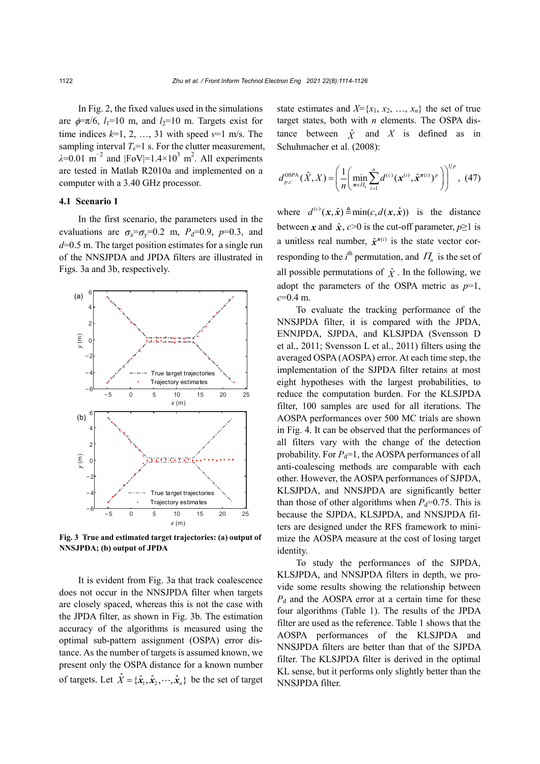In Fig. 2, the fixed values used in the simulations are $\phi=\pi/6$, $l_1=10$ m, and $l_2=10$ m. Targets exist for time indices $k=1, 2, \ldots, 31$ with speed $v=1$ m/s. The sampling interval $T_s=1$ s. For the clutter measurement, $\lambda=0.01$ m$^{-2}$ and $|\text{FoV}|=1.4\times10^3$ m$^2$. All experiments are tested in Matlab R2010a and implemented on a computer with a 3.40 GHz processor.

### 4.1 Scenario 1

In the first scenario, the parameters used in the evaluations are $\sigma_x=\sigma_y=0.2$ m, $P_d=0.9$, $p=0.3$, and $d=0.5$ m. The target position estimates for a single run of the NNSJPDA and JPDA filters are illustrated in Figs. 3a and 3b, respectively.

**Fig. 3 True and estimated target trajectories: (a) output of NNSJPDA; (b) output of JPDA**

It is evident from Fig. 3a that track coalescence does not occur in the NNSJPDA filter when targets are closely spaced, whereas this is not the case with the JPDA filter, as shown in Fig. 3b. The estimation accuracy of the algorithms is measured using the optimal sub-pattern assignment (OSPA) error distance. As the number of targets is assumed known, we present only the OSPA distance for a known number of targets. Let $\hat{X}=\{\hat{\boldsymbol{x}}_1,\hat{\boldsymbol{x}}_2,\cdots,\hat{\boldsymbol{x}}_n\}$ be the set of target state estimates and $X=\{x_1, x_2, \ldots, x_n\}$ the set of true target states, both with $n$ elements. The OSPA distance between $\hat{X}$ and $X$ is defined as in Schuhmacher et al. (2008):

$$d_{p,c}^{\text{OSPA}}(\hat{X},X)=\left(\frac{1}{n}\left(\min_{\pi\in\Pi_n}\sum_{i=1}^{n}d^{(c)}(\boldsymbol{x}^{(i)},\hat{\boldsymbol{x}}^{\pi(i)})^p\right)\right)^{1/p}, \quad (47)$$

where $d^{(c)}(\boldsymbol{x},\hat{\boldsymbol{x}})\triangleq\min(c,d(\boldsymbol{x},\hat{\boldsymbol{x}}))$ is the distance between $\boldsymbol{x}$ and $\hat{\boldsymbol{x}}$, $c>0$ is the cut-off parameter, $p\geq1$ is a unitless real number, $\hat{\boldsymbol{x}}^{\pi(i)}$ is the state vector corresponding to the $i^{\text{th}}$ permutation, and $\Pi_n$ is the set of all possible permutations of $\hat{X}$. In the following, we adopt the parameters of the OSPA metric as $p=1$, $c=0.4$ m.

To evaluate the tracking performance of the NNSJPDA filter, it is compared with the JPDA, ENNJPDA, SJPDA, and KLSJPDA (Svensson D et al., 2011; Svensson L et al., 2011) filters using the averaged OSPA (AOSPA) error. At each time step, the implementation of the SJPDA filter retains at most eight hypotheses with the largest probabilities, to reduce the computation burden. For the KLSJPDA filter, 100 samples are used for all iterations. The AOSPA performances over 500 MC trials are shown in Fig. 4. It can be observed that the performances of all filters vary with the change of the detection probability. For $P_d=1$, the AOSPA performances of all anti-coalescing methods are comparable with each other. However, the AOSPA performances of SJPDA, KLSJPDA, and NNSJPDA are significantly better than those of other algorithms when $P_d=0.75$. This is because the SJPDA, KLSJPDA, and NNSJPDA filters are designed under the RFS framework to minimize the AOSPA measure at the cost of losing target identity.

To study the performances of the SJPDA, KLSJPDA, and NNSJPDA filters in depth, we provide some results showing the relationship between $P_d$ and the AOSPA error at a certain time for these four algorithms (Table 1). The results of the JPDA filter are used as the reference. Table 1 shows that the AOSPA performances of the KLSJPDA and NNSJPDA filters are better than that of the SJPDA filter. The KLSJPDA filter is derived in the optimal KL sense, but it performs only slightly better than the NNSJPDA filter.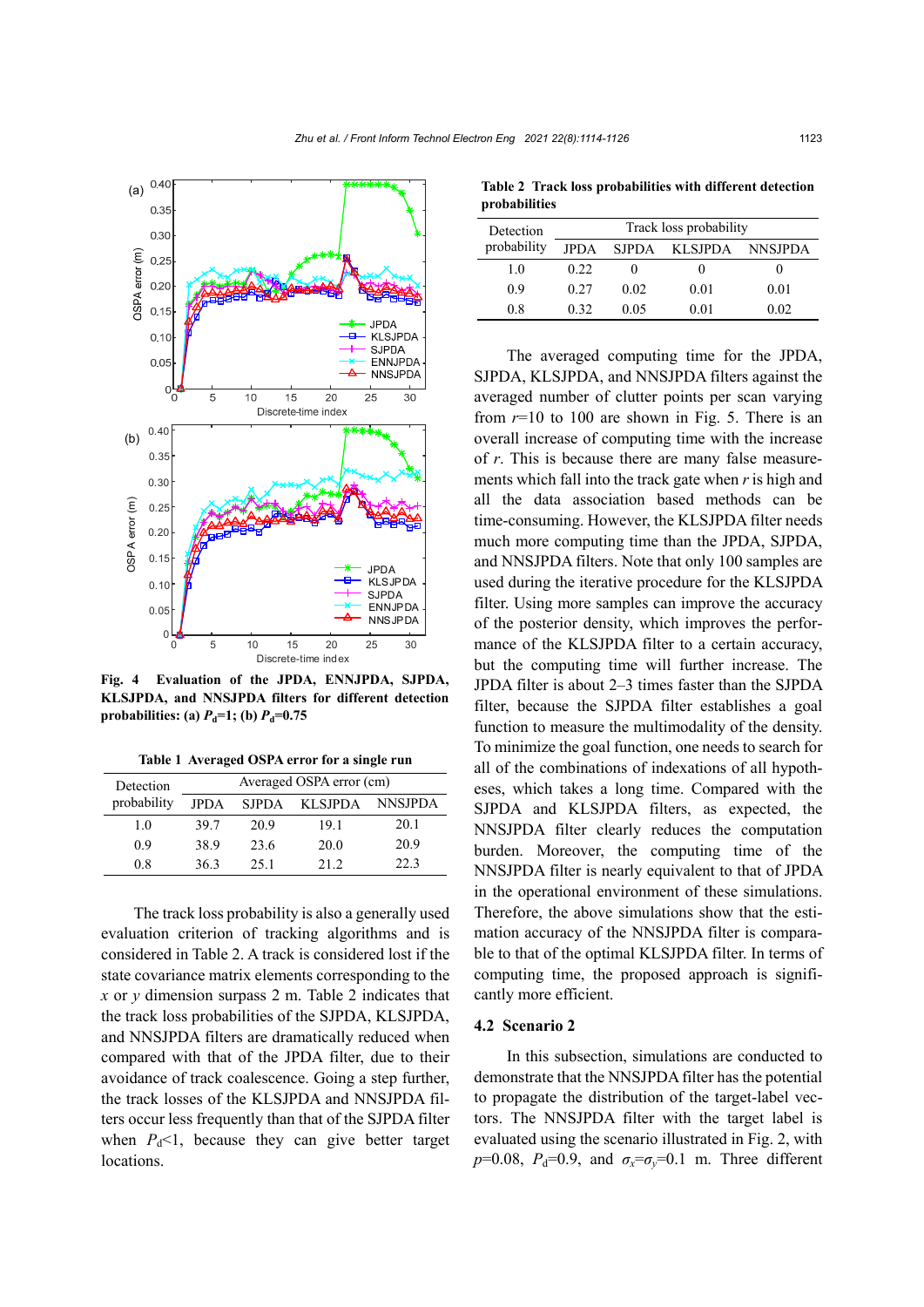**Fig. 4 Evaluation of the JPDA, ENNJPDA, SJPDA, KLSJPDA, and NNSJPDA filters for different detection probabilities: (a) $P_d$=1; (b) $P_d$=0.75**

**Table 1 Averaged OSPA error for a single run**

| Detection probability | Averaged OSPA error (cm) | | | |
|---|---|---|---|---|
| | JPDA | SJPDA | KLSJPDA | NNSJPDA |
| 1.0 | 39.7 | 20.9 | 19.1 | 20.1 |
| 0.9 | 38.9 | 23.6 | 20.0 | 20.9 |
| 0.8 | 36.3 | 25.1 | 21.2 | 22.3 |

The track loss probability is also a generally used evaluation criterion of tracking algorithms and is considered in Table 2. A track is considered lost if the state covariance matrix elements corresponding to the $x$ or $y$ dimension surpass 2 m. Table 2 indicates that the track loss probabilities of the SJPDA, KLSJPDA, and NNSJPDA filters are dramatically reduced when compared with that of the JPDA filter, due to their avoidance of track coalescence. Going a step further, the track losses of the KLSJPDA and NNSJPDA filters occur less frequently than that of the SJPDA filter when $P_d$<1, because they can give better target locations.

**Table 2 Track loss probabilities with different detection probabilities**

| Detection probability | Track loss probability | | | |
|---|---|---|---|---|
| | JPDA | SJPDA | KLSJPDA | NNSJPDA |
| 1.0 | 0.22 | 0 | 0 | 0 |
| 0.9 | 0.27 | 0.02 | 0.01 | 0.01 |
| 0.8 | 0.32 | 0.05 | 0.01 | 0.02 |

The averaged computing time for the JPDA, SJPDA, KLSJPDA, and NNSJPDA filters against the averaged number of clutter points per scan varying from $r$=10 to 100 are shown in Fig. 5. There is an overall increase of computing time with the increase of $r$. This is because there are many false measurements which fall into the track gate when $r$ is high and all the data association based methods can be time-consuming. However, the KLSJPDA filter needs much more computing time than the JPDA, SJPDA, and NNSJPDA filters. Note that only 100 samples are used during the iterative procedure for the KLSJPDA filter. Using more samples can improve the accuracy of the posterior density, which improves the performance of the KLSJPDA filter to a certain accuracy, but the computing time will further increase. The JPDA filter is about 2–3 times faster than the SJPDA filter, because the SJPDA filter establishes a goal function to measure the multimodality of the density. To minimize the goal function, one needs to search for all of the combinations of indexations of all hypotheses, which takes a long time. Compared with the SJPDA and KLSJPDA filters, as expected, the NNSJPDA filter clearly reduces the computation burden. Moreover, the computing time of the NNSJPDA filter is nearly equivalent to that of JPDA in the operational environment of these simulations. Therefore, the above simulations show that the estimation accuracy of the NNSJPDA filter is comparable to that of the optimal KLSJPDA filter. In terms of computing time, the proposed approach is significantly more efficient.

### 4.2 Scenario 2

In this subsection, simulations are conducted to demonstrate that the NNSJPDA filter has the potential to propagate the distribution of the target-label vectors. The NNSJPDA filter with the target label is evaluated using the scenario illustrated in Fig. 2, with $p$=0.08, $P_d$=0.9, and $\sigma_x$=$\sigma_y$=0.1 m. Three different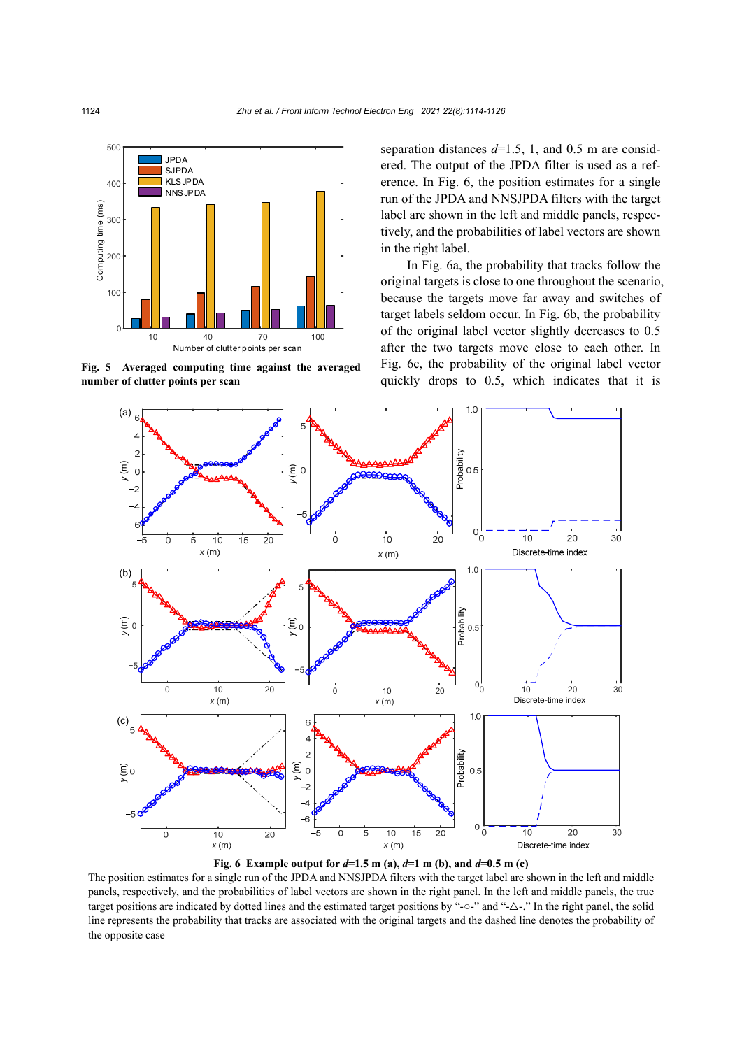Fig. 5 Averaged computing time against the averaged number of clutter points per scan

separation distances $d$=1.5, 1, and 0.5 m are considered. The output of the JPDA filter is used as a reference. In Fig. 6, the position estimates for a single run of the JPDA and NNSJPDA filters with the target label are shown in the left and middle panels, respectively, and the probabilities of label vectors are shown in the right label.

In Fig. 6a, the probability that tracks follow the original targets is close to one throughout the scenario, because the targets move far away and switches of target labels seldom occur. In Fig. 6b, the probability of the original label vector slightly decreases to 0.5 after the two targets move close to each other. In Fig. 6c, the probability of the original label vector quickly drops to 0.5, which indicates that it is

**Fig. 6 Example output for $d$=1.5 m (a), $d$=1 m (b), and $d$=0.5 m (c)**

The position estimates for a single run of the JPDA and NNSJPDA filters with the target label are shown in the left and middle panels, respectively, and the probabilities of label vectors are shown in the right panel. In the left and middle panels, the true target positions are indicated by dotted lines and the estimated target positions by "-○-" and "-△-." In the right panel, the solid line represents the probability that tracks are associated with the original targets and the dashed line denotes the probability of the opposite case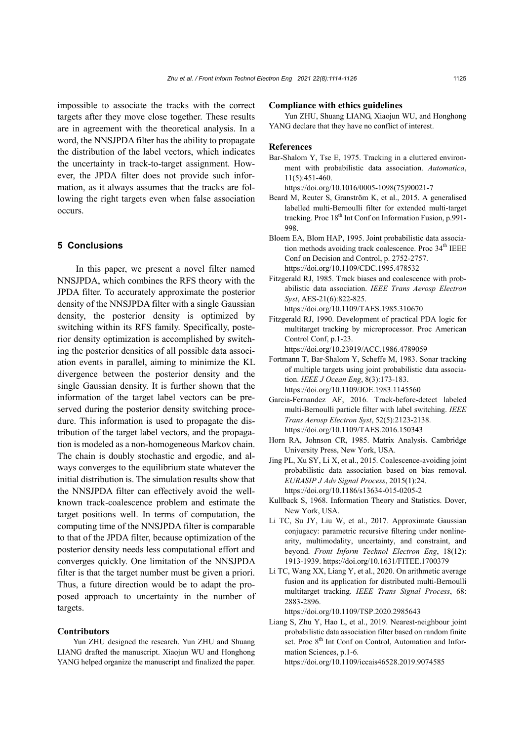impossible to associate the tracks with the correct targets after they move close together. These results are in agreement with the theoretical analysis. In a word, the NNSJPDA filter has the ability to propagate the distribution of the label vectors, which indicates the uncertainty in track-to-target assignment. However, the JPDA filter does not provide such information, as it always assumes that the tracks are following the right targets even when false association occurs.

## 5 Conclusions

In this paper, we present a novel filter named NNSJPDA, which combines the RFS theory with the JPDA filter. To accurately approximate the posterior density of the NNSJPDA filter with a single Gaussian density, the posterior density is optimized by switching within its RFS family. Specifically, posterior density optimization is accomplished by switching the posterior densities of all possible data association events in parallel, aiming to minimize the KL divergence between the posterior density and the single Gaussian density. It is further shown that the information of the target label vectors can be preserved during the posterior density switching procedure. This information is used to propagate the distribution of the target label vectors, and the propagation is modeled as a non-homogeneous Markov chain. The chain is doubly stochastic and ergodic, and always converges to the equilibrium state whatever the initial distribution is. The simulation results show that the NNSJPDA filter can effectively avoid the well-known track-coalescence problem and estimate the target positions well. In terms of computation, the computing time of the NNSJPDA filter is comparable to that of the JPDA filter, because optimization of the posterior density needs less computational effort and converges quickly. One limitation of the NNSJPDA filter is that the target number must be given a priori. Thus, a future direction would be to adapt the proposed approach to uncertainty in the number of targets.

### Contributors

Yun ZHU designed the research. Yun ZHU and Shuang LIANG drafted the manuscript. Xiaojun WU and Honghong YANG helped organize the manuscript and finalized the paper.

### Compliance with ethics guidelines

Yun ZHU, Shuang LIANG, Xiaojun WU, and Honghong YANG declare that they have no conflict of interest.

### References

Bar-Shalom Y, Tse E, 1975. Tracking in a cluttered environment with probabilistic data association. *Automatica*, 11(5):451-460. https://doi.org/10.1016/0005-1098(75)90021-7

Beard M, Reuter S, Granström K, et al., 2015. A generalised labelled multi-Bernoulli filter for extended multi-target tracking. Proc 18th Int Conf on Information Fusion, p.991-998.

Bloem EA, Blom HAP, 1995. Joint probabilistic data association methods avoiding track coalescence. Proc 34th IEEE Conf on Decision and Control, p. 2752-2757. https://doi.org/10.1109/CDC.1995.478532

Fitzgerald RJ, 1985. Track biases and coalescence with probabilistic data association. *IEEE Trans Aerosp Electron Syst*, AES-21(6):822-825. https://doi.org/10.1109/TAES.1985.310670

Fitzgerald RJ, 1990. Development of practical PDA logic for multitarget tracking by microprocessor. Proc American Control Conf, p.1-23. https://doi.org/10.23919/ACC.1986.4789059

Fortmann T, Bar-Shalom Y, Scheffe M, 1983. Sonar tracking of multiple targets using joint probabilistic data association. *IEEE J Ocean Eng*, 8(3):173-183. https://doi.org/10.1109/JOE.1983.1145560

Garcia-Fernandez AF, 2016. Track-before-detect labeled multi-Bernoulli particle filter with label switching. *IEEE Trans Aerosp Electron Syst*, 52(5):2123-2138. https://doi.org/10.1109/TAES.2016.150343

Horn RA, Johnson CR, 1985. Matrix Analysis. Cambridge University Press, New York, USA.

Jing PL, Xu SY, Li X, et al., 2015. Coalescence-avoiding joint probabilistic data association based on bias removal. *EURASIP J Adv Signal Process*, 2015(1):24. https://doi.org/10.1186/s13634-015-0205-2

Kullback S, 1968. Information Theory and Statistics. Dover, New York, USA.

Li TC, Su JY, Liu W, et al., 2017. Approximate Gaussian conjugacy: parametric recursive filtering under nonlinearity, multimodality, uncertainty, and constraint, and beyond. *Front Inform Technol Electron Eng*, 18(12): 1913-1939. https://doi.org/10.1631/FITEE.1700379

Li TC, Wang XX, Liang Y, et al., 2020. On arithmetic average fusion and its application for distributed multi-Bernoulli multitarget tracking. *IEEE Trans Signal Process*, 68: 2883-2896. https://doi.org/10.1109/TSP.2020.2985643

Liang S, Zhu Y, Hao L, et al., 2019. Nearest-neighbour joint probabilistic data association filter based on random finite set. Proc 8th Int Conf on Control, Automation and Information Sciences, p.1-6. https://doi.org/10.1109/iccais46528.2019.9074585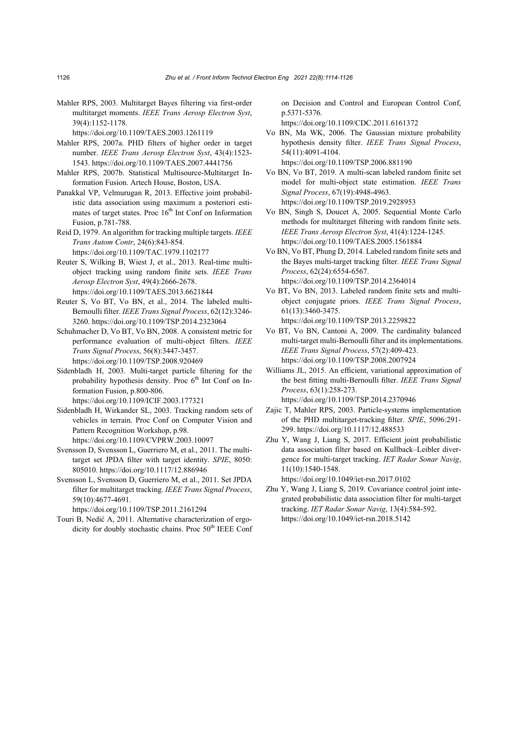Mahler RPS, 2003. Multitarget Bayes filtering via first-order multitarget moments. *IEEE Trans Aerosp Electron Syst*, 39(4):1152-1178. https://doi.org/10.1109/TAES.2003.1261119

Mahler RPS, 2007a. PHD filters of higher order in target number. *IEEE Trans Aerosp Electron Syst*, 43(4):1523-1543. https://doi.org/10.1109/TAES.2007.4441756

Mahler RPS, 2007b. Statistical Multisource-Multitarget Information Fusion. Artech House, Boston, USA.

Panakkal VP, Velmurugan R, 2013. Effective joint probabilistic data association using maximum a posteriori estimates of target states. Proc 16th Int Conf on Information Fusion, p.781-788.

Reid D, 1979. An algorithm for tracking multiple targets. *IEEE Trans Autom Contr*, 24(6):843-854. https://doi.org/10.1109/TAC.1979.1102177

Reuter S, Wilking B, Wiest J, et al., 2013. Real-time multi-object tracking using random finite sets. *IEEE Trans Aerosp Electron Syst*, 49(4):2666-2678. https://doi.org/10.1109/TAES.2013.6621844

Reuter S, Vo BT, Vo BN, et al., 2014. The labeled multi-Bernoulli filter. *IEEE Trans Signal Process*, 62(12):3246-3260. https://doi.org/10.1109/TSP.2014.2323064

Schuhmacher D, Vo BT, Vo BN, 2008. A consistent metric for performance evaluation of multi-object filters. *IEEE Trans Signal Process*, 56(8):3447-3457. https://doi.org/10.1109/TSP.2008.920469

Sidenbladh H, 2003. Multi-target particle filtering for the probability hypothesis density. Proc 6th Int Conf on Information Fusion, p.800-806. https://doi.org/10.1109/ICIF.2003.177321

Sidenbladh H, Wirkander SL, 2003. Tracking random sets of vehicles in terrain. Proc Conf on Computer Vision and Pattern Recognition Workshop, p.98. https://doi.org/10.1109/CVPRW.2003.10097

Svensson D, Svensson L, Guerriero M, et al., 2011. The multi-target set JPDA filter with target identity. *SPIE*, 8050: 805010. https://doi.org/10.1117/12.886946

Svensson L, Svensson D, Guerriero M, et al., 2011. Set JPDA filter for multitarget tracking. *IEEE Trans Signal Process*, 59(10):4677-4691. https://doi.org/10.1109/TSP.2011.2161294

Touri B, Nedić A, 2011. Alternative characterization of ergodicity for doubly stochastic chains. Proc 50th IEEE Conf on Decision and Control and European Control Conf, p.5371-5376. https://doi.org/10.1109/CDC.2011.6161372

Vo BN, Ma WK, 2006. The Gaussian mixture probability hypothesis density filter. *IEEE Trans Signal Process*, 54(11):4091-4104. https://doi.org/10.1109/TSP.2006.881190

Vo BN, Vo BT, 2019. A multi-scan labeled random finite set model for multi-object state estimation. *IEEE Trans Signal Process*, 67(19):4948-4963. https://doi.org/10.1109/TSP.2019.2928953

Vo BN, Singh S, Doucet A, 2005. Sequential Monte Carlo methods for multitarget filtering with random finite sets. *IEEE Trans Aerosp Electron Syst*, 41(4):1224-1245. https://doi.org/10.1109/TAES.2005.1561884

Vo BN, Vo BT, Phung D, 2014. Labeled random finite sets and the Bayes multi-target tracking filter. *IEEE Trans Signal Process*, 62(24):6554-6567. https://doi.org/10.1109/TSP.2014.2364014

Vo BT, Vo BN, 2013. Labeled random finite sets and multi-object conjugate priors. *IEEE Trans Signal Process*, 61(13):3460-3475. https://doi.org/10.1109/TSP.2013.2259822

Vo BT, Vo BN, Cantoni A, 2009. The cardinality balanced multi-target multi-Bernoulli filter and its implementations. *IEEE Trans Signal Process*, 57(2):409-423. https://doi.org/10.1109/TSP.2008.2007924

Williams JL, 2015. An efficient, variational approximation of the best fitting multi-Bernoulli filter. *IEEE Trans Signal Process*, 63(1):258-273. https://doi.org/10.1109/TSP.2014.2370946

Zajic T, Mahler RPS, 2003. Particle-systems implementation of the PHD multitarget-tracking filter. *SPIE*, 5096:291-299. https://doi.org/10.1117/12.488533

Zhu Y, Wang J, Liang S, 2017. Efficient joint probabilistic data association filter based on Kullback–Leibler divergence for multi-target tracking. *IET Radar Sonar Navig*, 11(10):1540-1548. https://doi.org/10.1049/iet-rsn.2017.0102

Zhu Y, Wang J, Liang S, 2019. Covariance control joint integrated probabilistic data association filter for multi-target tracking. *IET Radar Sonar Navig*, 13(4):584-592. https://doi.org/10.1049/iet-rsn.2018.5142